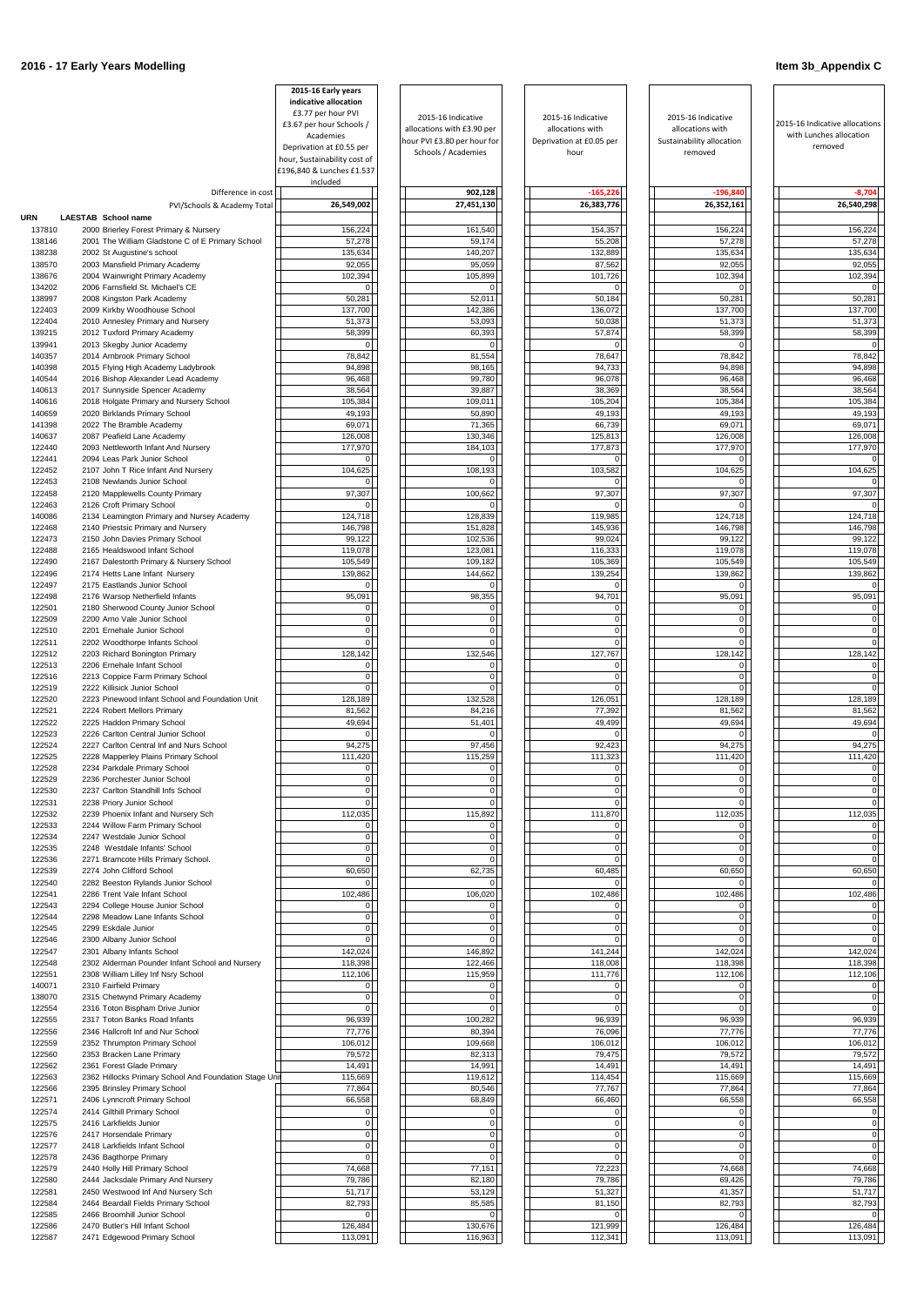# 2016 - 17 Early Years Modelling

**Item 3b_Appendix C**

| URN | LAESTAB School name | 2015-16 Early years indicative allocation £3.77 per hour PVI £3.67 per hour Schools / Academies Deprivation at £0.55 per hour, Sustainability cost of £196,840 & Lunches £1.537 included | 2015-16 Indicative allocations with £3.90 per hour PVI £3.80 per hour for Schools / Academies | 2015-16 Indicative allocations with Deprivation at £0.05 per hour | 2015-16 Indicative allocations with Sustainability allocation removed | 2015-16 Indicative allocations with Lunches allocation removed |
|---|---|---|---|---|---|---|
| | Difference in cost | | 902,128 | -165,226 | -196,840 | -8,704 |
| | PVI/Schools & Academy Total | 26,549,002 | 27,451,130 | 26,383,776 | 26,352,161 | 26,540,298 |
| 137810 | 2000 Brierley Forest Primary & Nursery | 156,224 | 161,540 | 154,357 | 156,224 | 156,224 |
| 138146 | 2001 The William Gladstone C of E Primary School | 57,278 | 59,174 | 55,208 | 57,278 | 57,278 |
| 138238 | 2002 St Augustine's school | 135,634 | 140,207 | 132,889 | 135,634 | 135,634 |
| 138570 | 2003 Mansfield Primary Academy | 92,055 | 95,059 | 87,562 | 92,055 | 92,055 |
| 138676 | 2004 Wainwright Primary Academy | 102,394 | 105,899 | 101,726 | 102,394 | 102,394 |
| 134202 | 2006 Farnsfield St. Michael's CE | 0 | 0 | 0 | 0 | 0 |
| 138997 | 2008 Kingston Park Academy | 50,281 | 52,011 | 50,184 | 50,281 | 50,281 |
| 122403 | 2009 Kirkby Woodhouse School | 137,700 | 142,386 | 136,072 | 137,700 | 137,700 |
| 122404 | 2010 Annesley Primary and Nursery | 51,373 | 53,093 | 50,038 | 51,373 | 51,373 |
| 139215 | 2012 Tuxford Primary Academy | 58,399 | 60,393 | 57,874 | 58,399 | 58,399 |
| 139941 | 2013 Skegby Junior Academy | 0 | 0 | 0 | 0 | 0 |
| 140357 | 2014 Arnbrook Primary School | 78,842 | 81,554 | 78,647 | 78,842 | 78,842 |
| 140398 | 2015 Flying High Academy Ladybrook | 94,898 | 98,165 | 94,733 | 94,898 | 94,898 |
| 140544 | 2016 Bishop Alexander Lead Academy | 96,468 | 99,780 | 96,078 | 96,468 | 96,468 |
| 140613 | 2017 Sunnyside Spencer Academy | 38,564 | 39,887 | 38,369 | 38,564 | 38,564 |
| 140616 | 2018 Holgate Primary and Nursery School | 105,384 | 109,011 | 105,204 | 105,384 | 105,384 |
| 140659 | 2020 Birklands Primary School | 49,193 | 50,890 | 49,193 | 49,193 | 49,193 |
| 141398 | 2022 The Bramble Academy | 69,071 | 71,365 | 66,739 | 69,071 | 69,071 |
| 140637 | 2087 Peafield Lane Academy | 126,008 | 130,346 | 125,813 | 126,008 | 126,008 |
| 122440 | 2093 Nettleworth Infant And Nursery | 177,970 | 184,103 | 177,873 | 177,970 | 177,970 |
| 122441 | 2094 Leas Park Junior School | 0 | 0 | 0 | 0 | 0 |
| 122452 | 2107 John T Rice Infant And Nursery | 104,625 | 108,193 | 103,582 | 104,625 | 104,625 |
| 122453 | 2108 Newlands Junior School | 0 | 0 | 0 | 0 | 0 |
| 122458 | 2120 Mapplewells County Primary | 97,307 | 100,662 | 97,307 | 97,307 | 97,307 |
| 122463 | 2126 Croft Primary School | 0 | 0 | 0 | 0 | 0 |
| 140086 | 2134 Leamington Primary and Nursey Academy | 124,718 | 128,839 | 119,985 | 124,718 | 124,718 |
| 122468 | 2140 Priestsic Primary and Nursery | 146,798 | 151,828 | 145,936 | 146,798 | 146,798 |
| 122473 | 2150 John Davies Primary School | 99,122 | 102,536 | 99,024 | 99,122 | 99,122 |
| 122488 | 2165 Healdswood Infant School | 119,078 | 123,081 | 116,333 | 119,078 | 119,078 |
| 122490 | 2167 Dalestorth Primary & Nursery School | 105,549 | 109,182 | 105,369 | 105,549 | 105,549 |
| 122496 | 2174 Hetts Lane Infant Nursery | 139,862 | 144,662 | 139,254 | 139,862 | 139,862 |
| 122497 | 2175 Eastlands Junior School | 0 | 0 | 0 | 0 | 0 |
| 122498 | 2176 Warsop Netherfield Infants | 95,091 | 98,355 | 94,701 | 95,091 | 95,091 |
| 122501 | 2180 Sherwood County Junior School | 0 | 0 | 0 | 0 | 0 |
| 122509 | 2200 Arno Vale Junior School | 0 | 0 | 0 | 0 | 0 |
| 122510 | 2201 Ernehale Junior School | 0 | 0 | 0 | 0 | 0 |
| 122511 | 2202 Woodthorpe Infants School | 0 | 0 | 0 | 0 | 0 |
| 122512 | 2203 Richard Bonington Primary | 128,142 | 132,546 | 127,767 | 128,142 | 128,142 |
| 122513 | 2206 Ernehale Infant School | 0 | 0 | 0 | 0 | 0 |
| 122516 | 2213 Coppice Farm Primary School | 0 | 0 | 0 | 0 | 0 |
| 122519 | 2222 Killisick Junior School | 0 | 0 | 0 | 0 | 0 |
| 122520 | 2223 Pinewood Infant School and Foundation Unit | 128,189 | 132,528 | 126,051 | 128,189 | 128,189 |
| 122521 | 2224 Robert Mellors Primary | 81,562 | 84,216 | 77,392 | 81,562 | 81,562 |
| 122522 | 2225 Haddon Primary School | 49,694 | 51,401 | 49,499 | 49,694 | 49,694 |
| 122523 | 2226 Carlton Central Junior School | 0 | 0 | 0 | 0 | 0 |
| 122524 | 2227 Carlton Central Inf and Nurs School | 94,275 | 97,456 | 92,423 | 94,275 | 94,275 |
| 122525 | 2228 Mapperley Plains Primary School | 111,420 | 115,259 | 111,323 | 111,420 | 111,420 |
| 122528 | 2234 Parkdale Primary School | 0 | 0 | 0 | 0 | 0 |
| 122529 | 2236 Porchester Junior School | 0 | 0 | 0 | 0 | 0 |
| 122530 | 2237 Carlton Standhill Infs School | 0 | 0 | 0 | 0 | 0 |
| 122531 | 2238 Priory Junior School | 0 | 0 | 0 | 0 | 0 |
| 122532 | 2239 Phoenix Infant and Nursery Sch | 112,035 | 115,892 | 111,870 | 112,035 | 112,035 |
| 122533 | 2244 Willow Farm Primary School | 0 | 0 | 0 | 0 | 0 |
| 122534 | 2247 Westdale Junior School | 0 | 0 | 0 | 0 | 0 |
| 122535 | 2248 Westdale Infants' School | 0 | 0 | 0 | 0 | 0 |
| 122536 | 2271 Bramcote Hills Primary School. | 0 | 0 | 0 | 0 | 0 |
| 122539 | 2274 John Clifford School | 60,650 | 62,735 | 60,485 | 60,650 | 60,650 |
| 122540 | 2282 Beeston Rylands Junior School | 0 | 0 | 0 | 0 | 0 |
| 122541 | 2286 Trent Vale Infant School | 102,486 | 106,020 | 102,486 | 102,486 | 102,486 |
| 122543 | 2294 College House Junior School | 0 | 0 | 0 | 0 | 0 |
| 122544 | 2298 Meadow Lane Infants School | 0 | 0 | 0 | 0 | 0 |
| 122545 | 2299 Eskdale Junior | 0 | 0 | 0 | 0 | 0 |
| 122546 | 2300 Albany Junior School | 0 | 0 | 0 | 0 | 0 |
| 122547 | 2301 Albany Infants School | 142,024 | 146,892 | 141,244 | 142,024 | 142,024 |
| 122548 | 2302 Alderman Pounder Infant School and Nursery | 118,398 | 122,466 | 118,008 | 118,398 | 118,398 |
| 122551 | 2308 William Lilley Inf Nsry School | 112,106 | 115,959 | 111,776 | 112,106 | 112,106 |
| 140071 | 2310 Fairfield Primary | 0 | 0 | 0 | 0 | 0 |
| 138070 | 2315 Chetwynd Primary Academy | 0 | 0 | 0 | 0 | 0 |
| 122554 | 2316 Toton Bispham Drive Junior | 0 | 0 | 0 | 0 | 0 |
| 122555 | 2317 Toton Banks Road Infants | 96,939 | 100,282 | 96,939 | 96,939 | 96,939 |
| 122556 | 2346 Hallcroft Inf and Nur School | 77,776 | 80,394 | 76,096 | 77,776 | 77,776 |
| 122559 | 2352 Thrumpton Primary School | 106,012 | 109,668 | 106,012 | 106,012 | 106,012 |
| 122560 | 2353 Bracken Lane Primary | 79,572 | 82,313 | 79,475 | 79,572 | 79,572 |
| 122562 | 2361 Forest Glade Primary | 14,491 | 14,991 | 14,491 | 14,491 | 14,491 |
| 122563 | 2362 Hillocks Primary School And Foundation Stage Uni | 115,669 | 119,612 | 114,454 | 115,669 | 115,669 |
| 122566 | 2395 Brinsley Primary School | 77,864 | 80,546 | 77,767 | 77,864 | 77,864 |
| 122571 | 2406 Lynncroft Primary School | 66,558 | 68,849 | 66,460 | 66,558 | 66,558 |
| 122574 | 2414 Gilthill Primary School | 0 | 0 | 0 | 0 | 0 |
| 122575 | 2416 Larkfields Junior | 0 | 0 | 0 | 0 | 0 |
| 122576 | 2417 Horsendale Primary | 0 | 0 | 0 | 0 | 0 |
| 122577 | 2418 Larkfields Infant School | 0 | 0 | 0 | 0 | 0 |
| 122578 | 2436 Bagthorpe Primary | 0 | 0 | 0 | 0 | 0 |
| 122579 | 2440 Holly Hill Primary School | 74,668 | 77,151 | 72,223 | 74,668 | 74,668 |
| 122580 | 2444 Jacksdale Primary And Nursery | 79,786 | 82,180 | 79,786 | 69,426 | 79,786 |
| 122581 | 2450 Westwood Inf And Nursery Sch | 51,717 | 53,129 | 51,327 | 41,357 | 51,717 |
| 122584 | 2464 Beardall Fields Primary School | 82,793 | 85,585 | 81,150 | 82,793 | 82,793 |
| 122585 | 2466 Broomhill Junior School | 0 | 0 | 0 | 0 | 0 |
| 122586 | 2470 Butler's Hill Infant School | 126,484 | 130,676 | 121,999 | 126,484 | 126,484 |
| 122587 | 2471 Edgewood Primary School | 113,091 | 116,963 | 112,341 | 113,091 | 113,091 |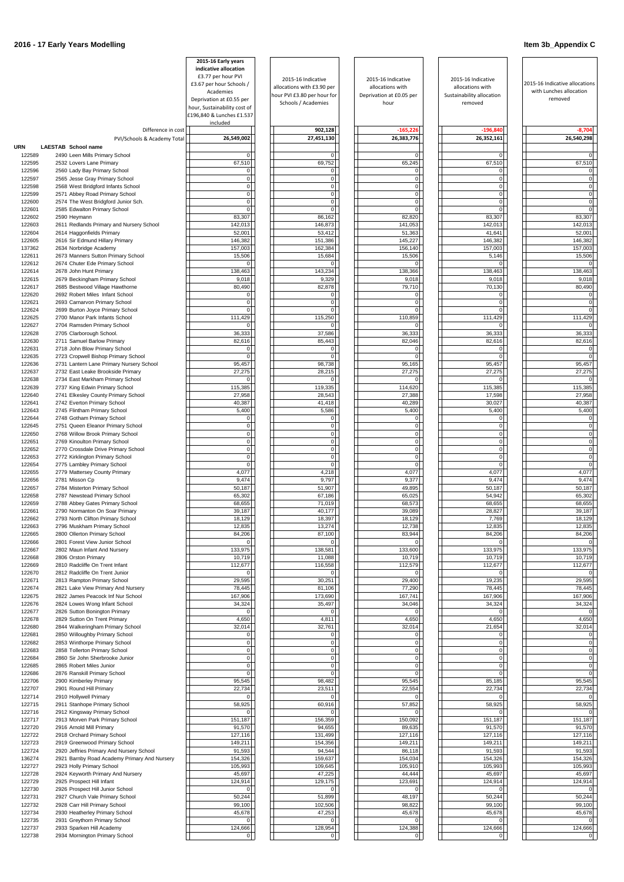## 2016 - 17 Early Years Modelling

**Item 3b_Appendix C**

| URN | LAESTAB | School name | 2015-16 Early years indicative allocation £3.77 per hour PVI £3.67 per hour Schools / Academies Deprivation at £0.55 per hour, Sustainability cost of £196,840 & Lunches £1.537 included | 2015-16 Indicative allocations with £3.90 per hour PVI £3.80 per hour for Schools / Academies | 2015-16 Indicative allocations with Deprivation at £0.05 per hour | 2015-16 Indicative allocations with Sustainability allocation removed | 2015-16 Indicative allocations with Lunches allocation removed |
|---|---|---|---|---|---|---|---|
| | | Difference in cost | | 902,128 | -165,226 | -196,840 | -8,704 |
| | | PVI/Schools & Academy Total | 26,549,002 | 27,451,130 | 26,383,776 | 26,352,161 | 26,540,298 |
| 122589 | 2490 | Leen Mills Primary School | 0 | 0 | 0 | 0 | 0 |
| 122595 | 2532 | Lovers Lane Primary | 67,510 | 69,752 | 65,245 | 67,510 | 67,510 |
| 122596 | 2560 | Lady Bay Primary School | 0 | 0 | 0 | 0 | 0 |
| 122597 | 2565 | Jesse Gray Primary School | 0 | 0 | 0 | 0 | 0 |
| 122598 | 2568 | West Bridgford Infants School | 0 | 0 | 0 | 0 | 0 |
| 122599 | 2571 | Abbey Road Primary School | 0 | 0 | 0 | 0 | 0 |
| 122600 | 2574 | The West Bridgford Junior Sch. | 0 | 0 | 0 | 0 | 0 |
| 122601 | 2585 | Edwalton Primary School | 0 | 0 | 0 | 0 | 0 |
| 122602 | 2590 | Heymann | 83,307 | 86,162 | 82,820 | 83,307 | 83,307 |
| 122603 | 2611 | Redlands Primary and Nursery School | 142,013 | 146,873 | 141,053 | 142,013 | 142,013 |
| 122604 | 2614 | Haggonfields Primary | 52,001 | 53,412 | 51,363 | 41,641 | 52,001 |
| 122605 | 2616 | Sir Edmund Hillary Primary | 146,382 | 151,386 | 145,227 | 146,382 | 146,382 |
| 137362 | 2634 | Norbridge Academy | 157,003 | 162,384 | 156,140 | 157,003 | 157,003 |
| 122611 | 2673 | Manners Sutton Primary School | 15,506 | 15,684 | 15,506 | 5,146 | 15,506 |
| 122612 | 2674 | Chuter Ede Primary School | 0 | 0 | 0 | 0 | 0 |
| 122614 | 2678 | John Hunt Primary | 138,463 | 143,234 | 138,366 | 138,463 | 138,463 |
| 122615 | 2679 | Beckingham Primary School | 9,018 | 9,329 | 9,018 | 9,018 | 9,018 |
| 122617 | 2685 | Bestwood Village Hawthorne | 80,490 | 82,878 | 79,710 | 70,130 | 80,490 |
| 122620 | 2692 | Robert Miles Infant School | 0 | 0 | 0 | 0 | 0 |
| 122621 | 2693 | Carnarvon Primary School | 0 | 0 | 0 | 0 | 0 |
| 122624 | 2699 | Burton Joyce Primary School | 0 | 0 | 0 | 0 | 0 |
| 122625 | 2700 | Manor Park Infants School | 111,429 | 115,250 | 110,859 | 111,429 | 111,429 |
| 122627 | 2704 | Ramsden Primary School | 0 | 0 | 0 | 0 | 0 |
| 122628 | 2705 | Clarborough School. | 36,333 | 37,586 | 36,333 | 36,333 | 36,333 |
| 122630 | 2711 | Samuel Barlow Primary | 82,616 | 85,443 | 82,046 | 82,616 | 82,616 |
| 122631 | 2718 | John Blow Primary School | 0 | 0 | 0 | 0 | 0 |
| 122635 | 2723 | Cropwell Bishop Primary School | 0 | 0 | 0 | 0 | 0 |
| 122636 | 2731 | Lantern Lane Primary Nursery School | 95,457 | 98,738 | 95,165 | 95,457 | 95,457 |
| 122637 | 2732 | East Leake Brookside Primary | 27,275 | 28,215 | 27,275 | 27,275 | 27,275 |
| 122638 | 2734 | East Markham Primary School | 0 | 0 | 0 | 0 | 0 |
| 122639 | 2737 | King Edwin Primary School | 115,385 | 119,335 | 114,620 | 115,385 | 115,385 |
| 122640 | 2741 | Elkesley County Primary School | 27,958 | 28,543 | 27,388 | 17,598 | 27,958 |
| 122641 | 2742 | Everton Primary School | 40,387 | 41,418 | 40,289 | 30,027 | 40,387 |
| 122643 | 2745 | Flintham Primary School | 5,400 | 5,586 | 5,400 | 5,400 | 5,400 |
| 122644 | 2748 | Gotham Primary School | 0 | 0 | 0 | 0 | 0 |
| 122645 | 2751 | Queen Eleanor Primary School | 0 | 0 | 0 | 0 | 0 |
| 122650 | 2768 | Willow Brook Primary School | 0 | 0 | 0 | 0 | 0 |
| 122651 | 2769 | Kinoulton Primary School | 0 | 0 | 0 | 0 | 0 |
| 122652 | 2770 | Crossdale Drive Primary School | 0 | 0 | 0 | 0 | 0 |
| 122653 | 2772 | Kirklington Primary School | 0 | 0 | 0 | 0 | 0 |
| 122654 | 2775 | Lambley Primary School | 0 | 0 | 0 | 0 | 0 |
| 122655 | 2779 | Mattersey County Primary | 4,077 | 4,218 | 4,077 | 4,077 | 4,077 |
| 122656 | 2781 | Misson Cp | 9,474 | 9,797 | 9,377 | 9,474 | 9,474 |
| 122657 | 2784 | Misterton Primary School | 50,187 | 51,907 | 49,895 | 50,187 | 50,187 |
| 122658 | 2787 | Newstead Primary School | 65,302 | 67,186 | 65,025 | 54,942 | 65,302 |
| 122659 | 2788 | Abbey Gates Primary School | 68,655 | 71,019 | 68,573 | 68,655 | 68,655 |
| 122661 | 2790 | Normanton On Soar Primary | 39,187 | 40,177 | 39,089 | 28,827 | 39,187 |
| 122662 | 2793 | North Clifton Primary School | 18,129 | 18,397 | 18,129 | 7,769 | 18,129 |
| 122663 | 2796 | Muskham Primary School | 12,835 | 13,274 | 12,738 | 12,835 | 12,835 |
| 122665 | 2800 | Ollerton Primary School | 84,206 | 87,100 | 83,944 | 84,206 | 84,206 |
| 122666 | 2801 | Forest View Junior School | 0 | 0 | 0 | 0 | 0 |
| 122667 | 2802 | Maun Infant And Nursery | 133,975 | 138,581 | 133,600 | 133,975 | 133,975 |
| 122668 | 2806 | Orston Primary | 10,719 | 11,088 | 10,719 | 10,719 | 10,719 |
| 122669 | 2810 | Radcliffe On Trent Infant | 112,677 | 116,558 | 112,579 | 112,677 | 112,677 |
| 122670 | 2812 | Radcliffe On Trent Junior | 0 | 0 | 0 | 0 | 0 |
| 122671 | 2813 | Rampton Primary School | 29,595 | 30,251 | 29,400 | 19,235 | 29,595 |
| 122674 | 2821 | Lake View Primary And Nursery | 78,445 | 81,106 | 77,290 | 78,445 | 78,445 |
| 122675 | 2822 | James Peacock Inf Nur School | 167,906 | 173,690 | 167,741 | 167,906 | 167,906 |
| 122676 | 2824 | Lowes Wong Infant School | 34,324 | 35,497 | 34,046 | 34,324 | 34,324 |
| 122677 | 2826 | Sutton Bonington Primary | 0 | 0 | 0 | 0 | 0 |
| 122678 | 2829 | Sutton On Trent Primary | 4,650 | 4,811 | 4,650 | 4,650 | 4,650 |
| 122680 | 2844 | Walkeringham Primary School | 32,014 | 32,761 | 32,014 | 21,654 | 32,014 |
| 122681 | 2850 | Willoughby Primary School | 0 | 0 | 0 | 0 | 0 |
| 122682 | 2853 | Winthorpe Primary School | 0 | 0 | 0 | 0 | 0 |
| 122683 | 2858 | Tollerton Primary School | 0 | 0 | 0 | 0 | 0 |
| 122684 | 2860 | Sir John Sherbrooke Junior | 0 | 0 | 0 | 0 | 0 |
| 122685 | 2865 | Robert Miles Junior | 0 | 0 | 0 | 0 | 0 |
| 122686 | 2876 | Ranskill Primary School | 0 | 0 | 0 | 0 | 0 |
| 122706 | 2900 | Kimberley Primary | 95,545 | 98,482 | 95,545 | 85,185 | 95,545 |
| 122707 | 2901 | Round Hill Primary | 22,734 | 23,511 | 22,554 | 22,734 | 22,734 |
| 122714 | 2910 | Hollywell Primary | 0 | 0 | 0 | 0 | 0 |
| 122715 | 2911 | Stanhope Primary School | 58,925 | 60,916 | 57,852 | 58,925 | 58,925 |
| 122716 | 2912 | Kingsway Primary School | 0 | 0 | 0 | 0 | 0 |
| 122717 | 2913 | Morven Park Primary School | 151,187 | 156,359 | 150,092 | 151,187 | 151,187 |
| 122720 | 2916 | Arnold Mill Primary | 91,570 | 94,655 | 89,635 | 91,570 | 91,570 |
| 122722 | 2918 | Orchard Primary School | 127,116 | 131,499 | 127,116 | 127,116 | 127,116 |
| 122723 | 2919 | Greenwood Primary School | 149,211 | 154,356 | 149,211 | 149,211 | 149,211 |
| 122724 | 2920 | Jeffries Primary And Nursery School | 91,593 | 94,544 | 86,118 | 91,593 | 91,593 |
| 136274 | 2921 | Barnby Road Academy Primary And Nursery | 154,326 | 159,637 | 154,034 | 154,326 | 154,326 |
| 122727 | 2923 | Holly Primary School | 105,993 | 109,645 | 105,910 | 105,993 | 105,993 |
| 122728 | 2924 | Keyworth Primary And Nursery | 45,697 | 47,225 | 44,444 | 45,697 | 45,697 |
| 122729 | 2925 | Prospect Hill Infant | 124,914 | 129,175 | 123,691 | 124,914 | 124,914 |
| 122730 | 2926 | Prospect Hill Junior School | 0 | 0 | 0 | 0 | 0 |
| 122731 | 2927 | Church Vale Primary School | 50,244 | 51,899 | 48,197 | 50,244 | 50,244 |
| 122732 | 2928 | Carr Hill Primary School | 99,100 | 102,506 | 98,822 | 99,100 | 99,100 |
| 122734 | 2930 | Heatherley Primary School | 45,678 | 47,253 | 45,678 | 45,678 | 45,678 |
| 122735 | 2931 | Greythorn Primary School | 0 | 0 | 0 | 0 | 0 |
| 122737 | 2933 | Sparken Hill Academy | 124,666 | 128,954 | 124,388 | 124,666 | 124,666 |
| 122738 | 2934 | Mornington Primary School | 0 | 0 | 0 | 0 | 0 |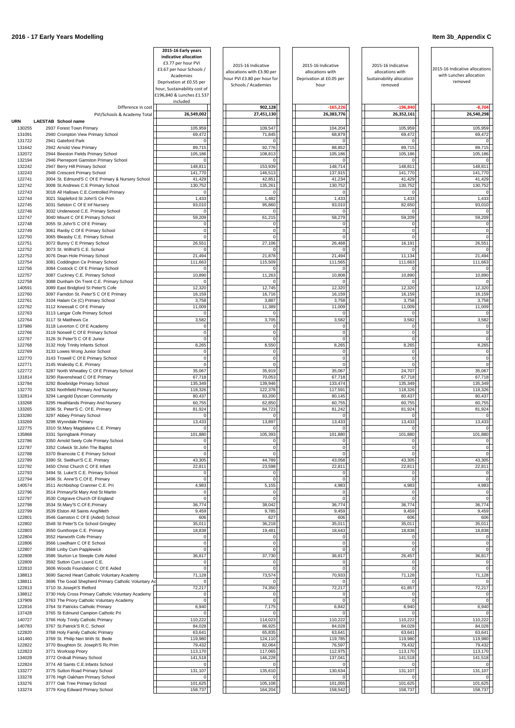# 2016 - 17 Early Years Modelling

**Item 3b_Appendix C**

| URN | LAESTAB | School name | 2015-16 Early years indicative allocation £3.77 per hour PVI £3.67 per hour Schools / Academies Deprivation at £0.55 per hour, Sustainability cost of £196,840 & Lunches £1.537 included | 2015-16 Indicative allocations with £3.90 per hour PVI £3.80 per hour for Schools / Academies | 2015-16 Indicative allocations with Deprivation at £0.05 per hour | 2015-16 Indicative allocations with Sustainability allocation removed | 2015-16 Indicative allocations with Lunches allocation removed |
|---|---|---|---|---|---|---|---|
| | | Difference in cost | | 902,128 | -165,226 | -196,840 | -8,704 |
| | | PVI/Schools & Academy Total | 26,549,002 | 27,451,130 | 26,383,776 | 26,352,161 | 26,540,298 |
| 130255 | 2937 | Forest Town Primary | 105,959 | 109,547 | 104,204 | 105,959 | 105,959 |
| 131091 | 2940 | Crompton View Primary School | 69,472 | 71,845 | 68,879 | 69,472 | 69,472 |
| 131722 | 2941 | Gateford Park | 0 | 0 | 0 | 0 | 0 |
| 131642 | 2942 | Arnold View Primary | 89,715 | 92,776 | 88,852 | 89,715 | 89,715 |
| 132072 | 2944 | Beeston Fields Primary School | 105,186 | 108,813 | 105,186 | 105,186 | 105,186 |
| 132194 | 2946 | Pierrepont Gamston Primary School | 0 | 0 | 0 | 0 | 0 |
| 132242 | 2947 | Berry Hill Primary School | 148,811 | 153,939 | 148,714 | 148,811 | 148,811 |
| 132243 | 2948 | Crescent Primary School | 141,770 | 146,513 | 137,915 | 141,770 | 141,770 |
| 122741 | 3004 | St. Edmund'S C Of E Primary & Nursery School | 41,429 | 42,851 | 41,234 | 41,429 | 41,429 |
| 122742 | 3008 | St.Andrews C.E Primary School | 130,752 | 135,261 | 130,752 | 130,752 | 130,752 |
| 122743 | 3018 | All Hallows C.E.Controlled Primary | 0 | 0 | 0 | 0 | 0 |
| 122744 | 3021 | Stapleford St John'S Ce Prim | 1,433 | 1,482 | 1,433 | 1,433 | 1,433 |
| 122745 | 3031 | Selston C Of E Inf Nursery | 93,010 | 95,860 | 93,010 | 82,650 | 93,010 |
| 122746 | 3032 | Underwood C.E. Primary School | 0 | 0 | 0 | 0 | 0 |
| 122747 | 3040 | Mount C Of E Primary School | 59,209 | 61,215 | 58,279 | 59,209 | 59,209 |
| 122748 | 3055 | St John'S C Of E Primary | 0 | 0 | 0 | 0 | 0 |
| 122749 | 3061 | Ranby C Of E Primary School | 0 | 0 | 0 | 0 | 0 |
| 122750 | 3065 | Bleasby C.E. Primary School | 0 | 0 | 0 | 0 | 0 |
| 122751 | 3072 | Bunny C E Primary School | 26,551 | 27,106 | 26,468 | 16,191 | 26,551 |
| 122752 | 3073 | St. Wilfrid'S C.E. School | 0 | 0 | 0 | 0 | 0 |
| 122753 | 3076 | Dean Hole Primary School | 21,494 | 21,878 | 21,494 | 11,134 | 21,494 |
| 122754 | 3081 | Coddington Ce Primary School | 111,663 | 115,509 | 111,565 | 111,663 | 111,663 |
| 122756 | 3084 | Costock C Of E Primary School | 0 | 0 | 0 | 0 | 0 |
| 122757 | 3087 | Cuckney C.E. Primary School | 10,890 | 11,263 | 10,808 | 10,890 | 10,890 |
| 122758 | 3088 | Dunham On Trent C.E. Primary School | 0 | 0 | 0 | 0 | 0 |
| 140591 | 3089 | East Bridgford St Peter'S Cofe | 12,320 | 12,745 | 12,320 | 12,320 | 12,320 |
| 122760 | 3097 | Farndon St. Peter'S C Of E Primary | 16,159 | 16,716 | 16,159 | 16,159 | 16,159 |
| 122761 | 3104 | Halam Ce (C) Primary School | 3,758 | 3,887 | 3,758 | 3,758 | 3,758 |
| 122762 | 3112 | Kneesall C Of E Primary | 11,009 | 11,389 | 11,009 | 11,009 | 11,009 |
| 122763 | 3113 | Langar Cofe Primary School | 0 | 0 | 0 | 0 | 0 |
| 122764 | 3117 | St Matthews Ce | 3,582 | 3,705 | 3,582 | 3,582 | 3,582 |
| 137986 | 3118 | Leverton C Of E Academy | 0 | 0 | 0 | 0 | 0 |
| 122766 | 3119 | Norwell C Of E Primary School | 0 | 0 | 0 | 0 | 0 |
| 122767 | 3126 | St Peter'S C Of E Junior | 0 | 0 | 0 | 0 | 0 |
| 122768 | 3132 | Holy Trinity Infants School | 8,265 | 8,550 | 8,265 | 8,265 | 8,265 |
| 122769 | 3133 | Lowes Wong Junior School | 0 | 0 | 0 | 0 | 0 |
| 122770 | 3143 | Trowell C Of E Primary School | 0 | 0 | 0 | 0 | 0 |
| 122771 | 3145 | Walesby C.E. Primary | 0 | 0 | 0 | 0 | 0 |
| 122772 | 3287 | North Wheatley C Of E Primary School | 35,067 | 35,919 | 35,067 | 24,707 | 35,067 |
| 131814 | 3290 | Ravenshead C Of E Primary | 67,718 | 70,053 | 67,718 | 67,718 | 67,718 |
| 132784 | 3292 | Bowbridge Primary School | 135,349 | 139,946 | 133,474 | 135,349 | 135,349 |
| 132770 | 3293 | Northfield Primary And Nursery | 118,326 | 122,378 | 117,591 | 118,326 | 118,326 |
| 132814 | 3294 | Langold Dyscarr Community | 80,437 | 83,200 | 80,145 | 80,437 | 80,437 |
| 133268 | 3295 | Heathlands Primary And Nursery | 60,755 | 62,850 | 60,755 | 60,755 | 60,755 |
| 133265 | 3296 | St. Peter'S C. Of E. Primary | 81,924 | 84,723 | 81,242 | 81,924 | 81,924 |
| 133280 | 3297 | Abbey Primary School | 0 | 0 | 0 | 0 | 0 |
| 133269 | 3298 | Wynndale Primary | 13,433 | 13,897 | 13,433 | 13,433 | 13,433 |
| 122775 | 3310 | St.Mary Magdalene C.E. Primary | 0 | 0 | 0 | 0 | 0 |
| 135868 | 3331 | Springbank Primary | 101,880 | 105,393 | 101,880 | 101,880 | 101,880 |
| 122786 | 3350 | Arnold Seely Cofe Primary School | 0 | 0 | 0 | 0 | 0 |
| 122787 | 3352 | Colwick St.John The Baptist | 0 | 0 | 0 | 0 | 0 |
| 122788 | 3370 | Bramcote C E Primary School | 0 | 0 | 0 | 0 | 0 |
| 122789 | 3390 | St. Swithun'S C.E. Primary | 43,305 | 44,789 | 43,058 | 43,305 | 43,305 |
| 122792 | 3450 | Christ Church C Of E Infant | 22,811 | 23,598 | 22,811 | 22,811 | 22,811 |
| 122793 | 3494 | St. Luke'S C.E. Primary School | 0 | 0 | 0 | 0 | 0 |
| 122794 | 3496 | St. Anne'S C.Of E. Primary | 0 | 0 | 0 | 0 | 0 |
| 140574 | 3511 | Archbishop Cranmer C.E. Pri | 4,983 | 5,155 | 4,983 | 4,983 | 4,983 |
| 122796 | 3514 | Primary/St Mary And St Martin | 0 | 0 | 0 | 0 | 0 |
| 122797 | 3530 | Cotgrave Church Of England | 0 | 0 | 0 | 0 | 0 |
| 122798 | 3534 | St.Mary'S C.Of E.Primary | 36,774 | 38,042 | 36,774 | 36,774 | 36,774 |
| 122799 | 3539 | Elston All Saints Ang/Meth | 9,459 | 9,785 | 9,459 | 9,459 | 9,459 |
| 122801 | 3546 | Gamston C Of E (Aided) School | 606 | 627 | 606 | 606 | 606 |
| 122802 | 3548 | St Peter'S Ce School Gringley | 35,011 | 36,218 | 35,011 | 35,011 | 35,011 |
| 122803 | 3550 | Gunthorpe C.E. Primary | 18,838 | 19,481 | 18,643 | 18,838 | 18,838 |
| 122804 | 3552 | Harworth Cofe Primary | 0 | 0 | 0 | 0 | 0 |
| 122806 | 3566 | Lowdham C Of E School | 0 | 0 | 0 | 0 | 0 |
| 122807 | 3568 | Linby Cum Papplewick | 0 | 0 | 0 | 0 | 0 |
| 122808 | 3586 | Sturton Le Steeple Cofe Aided | 36,817 | 37,730 | 36,817 | 26,457 | 36,817 |
| 122809 | 3592 | Sutton Cum Lound C.E. | 0 | 0 | 0 | 0 | 0 |
| 122810 | 3606 | Woods Foundation C Of E Aided | 0 | 0 | 0 | 0 | 0 |
| 138813 | 3690 | Sacred Heart Catholic Voluntary Academy | 71,128 | 73,574 | 70,933 | 71,128 | 71,128 |
| 138811 | 3696 | The Good Shepherd Primary Catholic Voluntary Ac | 0 | 0 | 0 | 0 | 0 |
| 122813 | 3710 | St.Joseph'S Retford | 72,217 | 74,350 | 72,217 | 61,857 | 72,217 |
| 138812 | 3730 | Holy Cross Primary Catholic Voluntary Academy | 0 | 0 | 0 | 0 | 0 |
| 137909 | 3763 | The Priory Catholic Voluntary Academy | 0 | 0 | 0 | 0 | 0 |
| 122816 | 3764 | St Patricks Catholic Primary | 6,940 | 7,175 | 6,842 | 6,940 | 6,940 |
| 137428 | 3765 | St Edmund Campion Catholic Pri | 0 | 0 | 0 | 0 | 0 |
| 140727 | 3766 | Holy Trinity Catholic Primary | 110,222 | 114,023 | 110,222 | 110,222 | 110,222 |
| 140783 | 3767 | St.Patrick'S R.C. School | 84,028 | 86,925 | 84,028 | 84,028 | 84,028 |
| 122820 | 3768 | Holy Family Catholic Primary | 63,641 | 65,835 | 63,641 | 63,641 | 63,641 |
| 141460 | 3769 | St. Philip Neri With St. Bede | 119,980 | 124,110 | 119,785 | 119,980 | 119,980 |
| 122822 | 3770 | Boughton St. Joseph'S Rc Prim | 79,432 | 82,064 | 76,597 | 79,432 | 79,432 |
| 122823 | 3771 | Worksop Priory | 113,170 | 117,065 | 112,975 | 113,170 | 113,170 |
| 134028 | 3772 | Ordsall Primary School | 141,518 | 146,228 | 137,041 | 141,518 | 141,518 |
| 122824 | 3774 | All Saints C.E.Infants School | 0 | 0 | 0 | 0 | 0 |
| 133277 | 3775 | Sutton Road Primary School | 131,107 | 135,610 | 130,634 | 131,107 | 131,107 |
| 133278 | 3776 | High Oakham Primary School | 0 | 0 | 0 | 0 | 0 |
| 133276 | 3777 | Oak Tree Primary School | 101,625 | 105,108 | 101,055 | 101,625 | 101,625 |
| 133274 | 3779 | King Edward Primary School | 158,737 | 164,204 | 158,542 | 158,737 | 158,737 |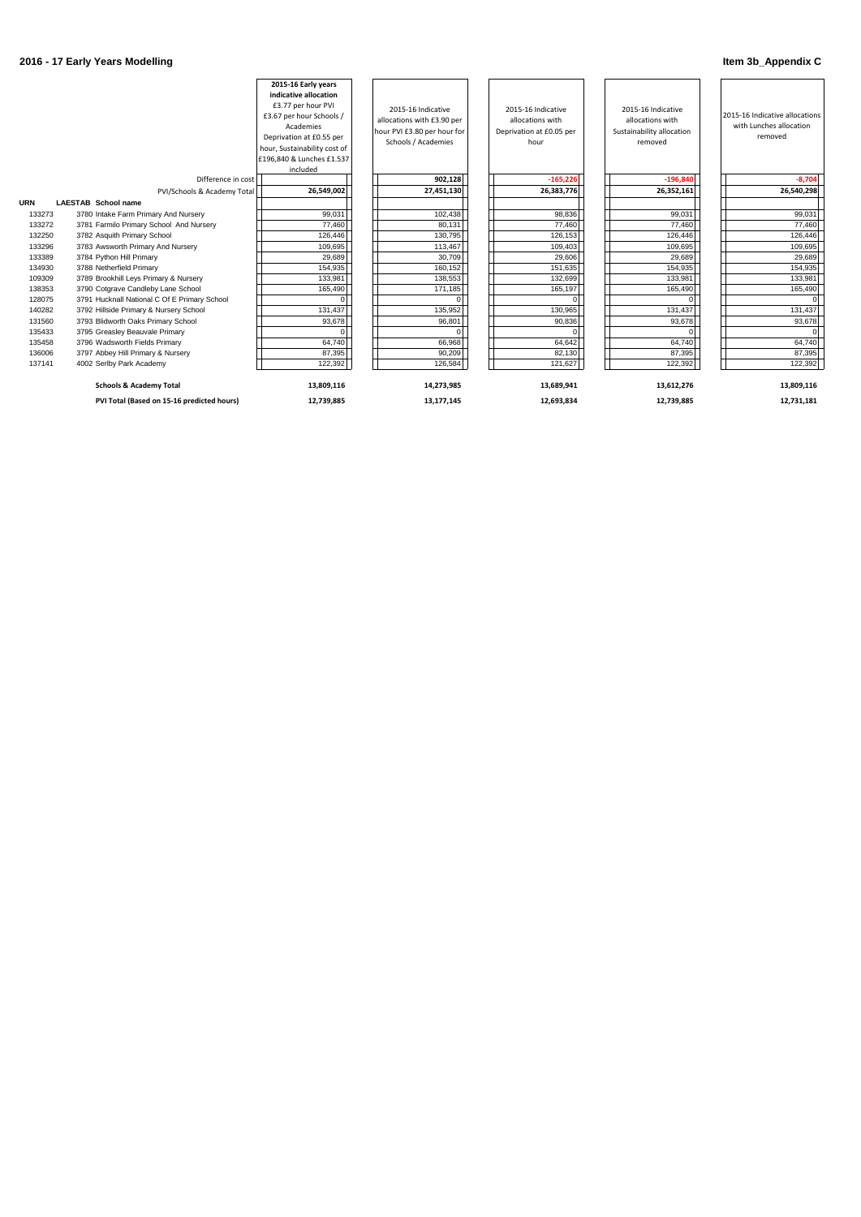## 2016 - 17 Early Years Modelling

**Item 3b_Appendix C**

| URN | LAESTAB | School name | **2015-16 Early years indicative allocation** £3.77 per hour PVI £3.67 per hour Schools / Academies Deprivation at £0.55 per hour, Sustainability cost of £196,840 & Lunches £1.537 included | 2015-16 Indicative allocations with £3.90 per hour PVI £3.80 per hour for Schools / Academies | 2015-16 Indicative allocations with Deprivation at £0.05 per hour | 2015-16 Indicative allocations with Sustainability allocation removed | 2015-16 Indicative allocations with Lunches allocation removed |
|---|---|---|---|---|---|---|---|
| | | Difference in cost | | **902,128** | **-165,226** | **-196,840** | **-8,704** |
| | | PVI/Schools & Academy Total | **26,549,002** | **27,451,130** | **26,383,776** | **26,352,161** | **26,540,298** |
| 133273 | 3780 | Intake Farm Primary And Nursery | 99,031 | 102,438 | 98,836 | 99,031 | 99,031 |
| 133272 | 3781 | Farmilo Primary School And Nursery | 77,460 | 80,131 | 77,460 | 77,460 | 77,460 |
| 132250 | 3782 | Asquith Primary School | 126,446 | 130,795 | 126,153 | 126,446 | 126,446 |
| 133296 | 3783 | Awsworth Primary And Nursery | 109,695 | 113,467 | 109,403 | 109,695 | 109,695 |
| 133389 | 3784 | Python Hill Primary | 29,689 | 30,709 | 29,606 | 29,689 | 29,689 |
| 134930 | 3788 | Netherfield Primary | 154,935 | 160,152 | 151,635 | 154,935 | 154,935 |
| 109309 | 3789 | Brookhill Leys Primary & Nursery | 133,981 | 138,553 | 132,699 | 133,981 | 133,981 |
| 138353 | 3790 | Cotgrave Candleby Lane School | 165,490 | 171,185 | 165,197 | 165,490 | 165,490 |
| 128075 | 3791 | Hucknall National C Of E Primary School | 0 | 0 | 0 | 0 | 0 |
| 140282 | 3792 | Hillside Primary & Nursery School | 131,437 | 135,952 | 130,965 | 131,437 | 131,437 |
| 131560 | 3793 | Blidworth Oaks Primary School | 93,678 | 96,801 | 90,836 | 93,678 | 93,678 |
| 135433 | 3795 | Greasley Beauvale Primary | 0 | 0 | 0 | 0 | 0 |
| 135458 | 3796 | Wadsworth Fields Primary | 64,740 | 66,968 | 64,642 | 64,740 | 64,740 |
| 136006 | 3797 | Abbey Hill Primary & Nursery | 87,395 | 90,209 | 82,130 | 87,395 | 87,395 |
| 137141 | 4002 | Serlby Park Academy | 122,392 | 126,584 | 121,627 | 122,392 | 122,392 |
| | | **Schools & Academy Total** | **13,809,116** | **14,273,985** | **13,689,941** | **13,612,276** | **13,809,116** |
| | | **PVI Total (Based on 15-16 predicted hours)** | **12,739,885** | **13,177,145** | **12,693,834** | **12,739,885** | **12,731,181** |